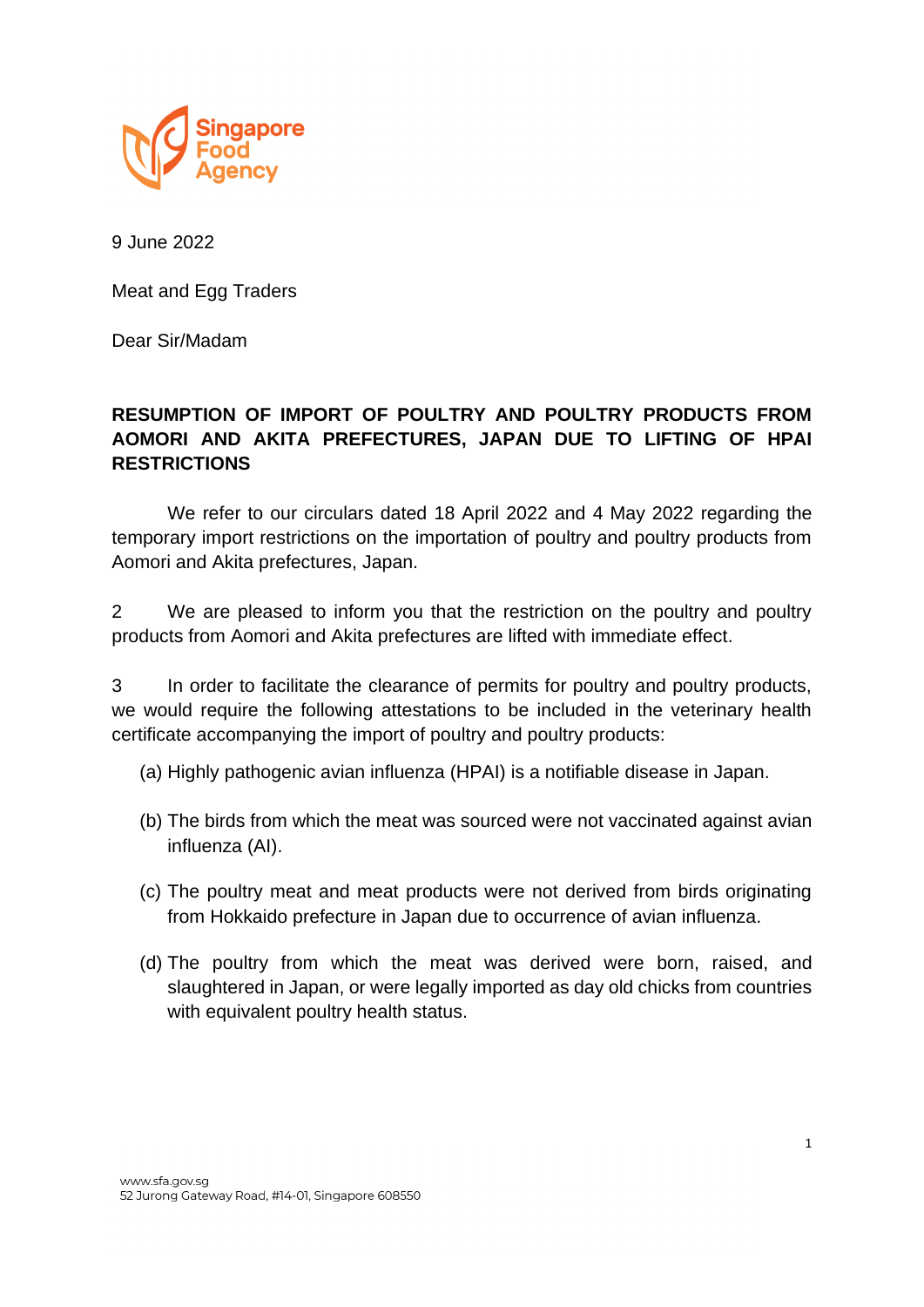9 June 2022

Meat and Egg Traders

Dear Sir/Madam

**RESUMPTION OF IMPORT OF POULTRY AND POULTRY PRODUCTS FROM AOMORI AND AKITA PREFECTURES, JAPAN DUE TO LIFTING OF HPAI RESTRICTIONS**

We refer to our circulars dated 18 April 2022 and 4 May 2022 regarding the temporary import restrictions on the importation of poultry and poultry products from Aomori and Akita prefectures, Japan.

2 We are pleased to inform you that the restriction on the poultry and poultry products from Aomori and Akita prefectures are lifted with immediate effect.

3 In order to facilitate the clearance of permits for poultry and poultry products, we would require the following attestations to be included in the veterinary health certificate accompanying the import of poultry and poultry products:

(a) Highly pathogenic avian influenza (HPAI) is a notifiable disease in Japan.

(b) The birds from which the meat was sourced were not vaccinated against avian influenza (AI).

(c) The poultry meat and meat products were not derived from birds originating from Hokkaido prefecture in Japan due to occurrence of avian influenza.

(d) The poultry from which the meat was derived were born, raised, and slaughtered in Japan, or were legally imported as day old chicks from countries with equivalent poultry health status.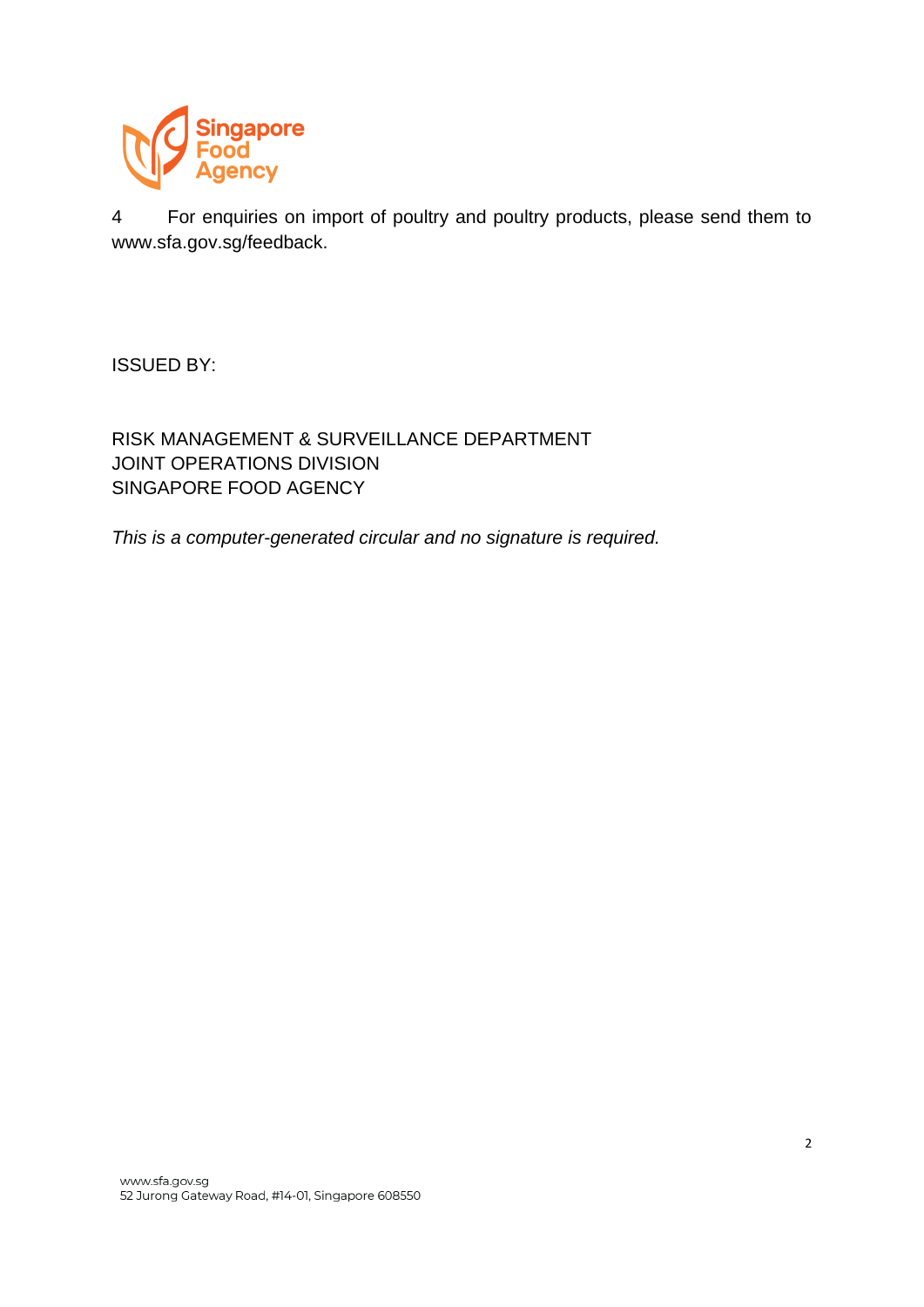4 For enquiries on import of poultry and poultry products, please send them to www.sfa.gov.sg/feedback.

ISSUED BY:

RISK MANAGEMENT & SURVEILLANCE DEPARTMENT
JOINT OPERATIONS DIVISION
SINGAPORE FOOD AGENCY

*This is a computer-generated circular and no signature is required.*